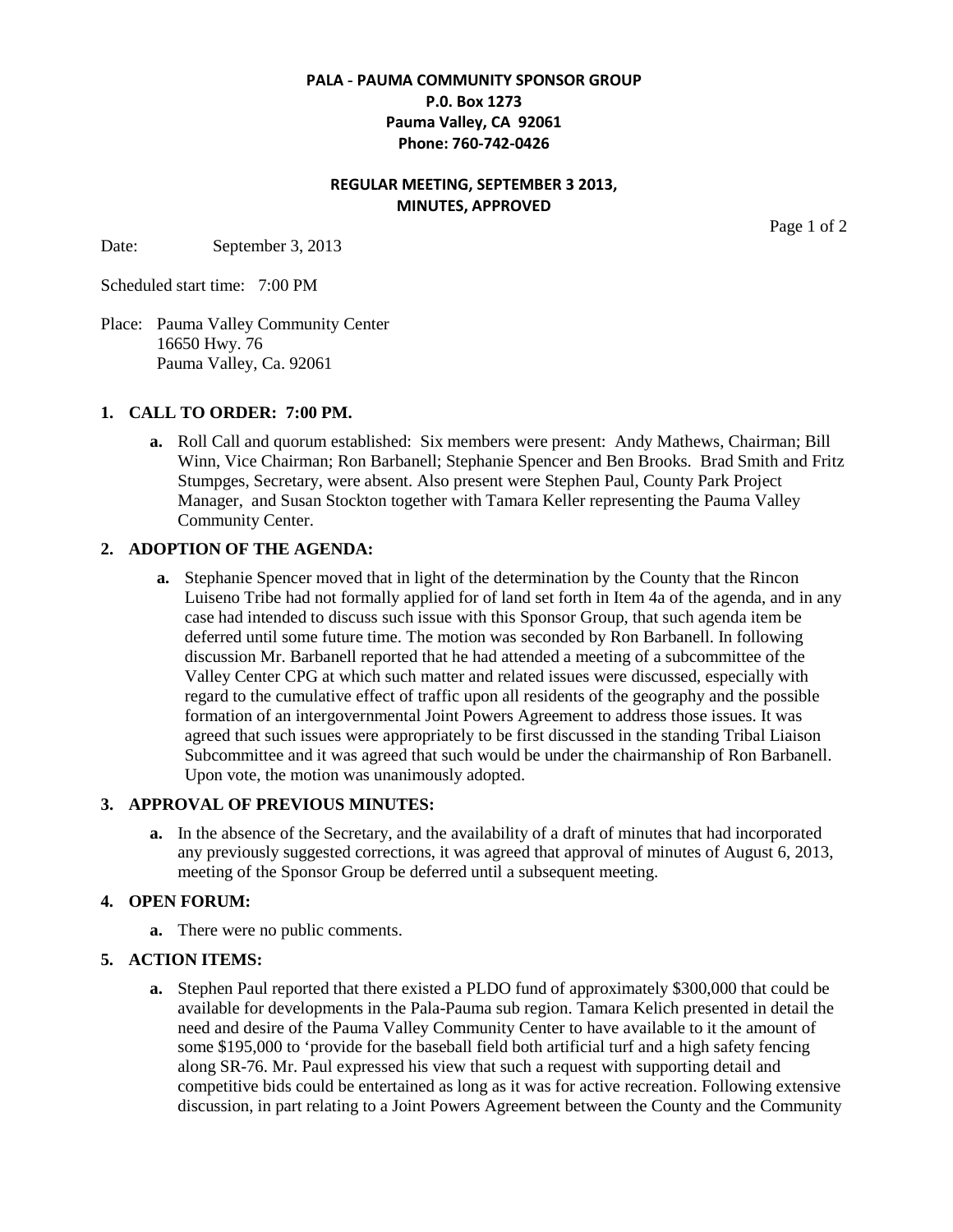**PALA - PAUMA COMMUNITY SPONSOR GROUP**
**P.0. Box 1273**
**Pauma Valley, CA 92061**
**Phone: 760-742-0426**

**REGULAR MEETING, SEPTEMBER 3 2013,**
**MINUTES, APPROVED**

Date: September 3, 2013

Scheduled start time: 7:00 PM

Place: Pauma Valley Community Center
16650 Hwy. 76
Pauma Valley, Ca. 92061

## 1. CALL TO ORDER: 7:00 PM.

**a.** Roll Call and quorum established: Six members were present: Andy Mathews, Chairman; Bill Winn, Vice Chairman; Ron Barbanell; Stephanie Spencer and Ben Brooks. Brad Smith and Fritz Stumpges, Secretary, were absent. Also present were Stephen Paul, County Park Project Manager, and Susan Stockton together with Tamara Keller representing the Pauma Valley Community Center.

## 2. ADOPTION OF THE AGENDA:

**a.** Stephanie Spencer moved that in light of the determination by the County that the Rincon Luiseno Tribe had not formally applied for of land set forth in Item 4a of the agenda, and in any case had intended to discuss such issue with this Sponsor Group, that such agenda item be deferred until some future time. The motion was seconded by Ron Barbanell. In following discussion Mr. Barbanell reported that he had attended a meeting of a subcommittee of the Valley Center CPG at which such matter and related issues were discussed, especially with regard to the cumulative effect of traffic upon all residents of the geography and the possible formation of an intergovernmental Joint Powers Agreement to address those issues. It was agreed that such issues were appropriately to be first discussed in the standing Tribal Liaison Subcommittee and it was agreed that such would be under the chairmanship of Ron Barbanell. Upon vote, the motion was unanimously adopted.

## 3. APPROVAL OF PREVIOUS MINUTES:

**a.** In the absence of the Secretary, and the availability of a draft of minutes that had incorporated any previously suggested corrections, it was agreed that approval of minutes of August 6, 2013, meeting of the Sponsor Group be deferred until a subsequent meeting.

## 4. OPEN FORUM:

**a.** There were no public comments.

## 5. ACTION ITEMS:

**a.** Stephen Paul reported that there existed a PLDO fund of approximately $300,000 that could be available for developments in the Pala-Pauma sub region. Tamara Kelich presented in detail the need and desire of the Pauma Valley Community Center to have available to it the amount of some $195,000 to 'provide for the baseball field both artificial turf and a high safety fencing along SR-76. Mr. Paul expressed his view that such a request with supporting detail and competitive bids could be entertained as long as it was for active recreation. Following extensive discussion, in part relating to a Joint Powers Agreement between the County and the Community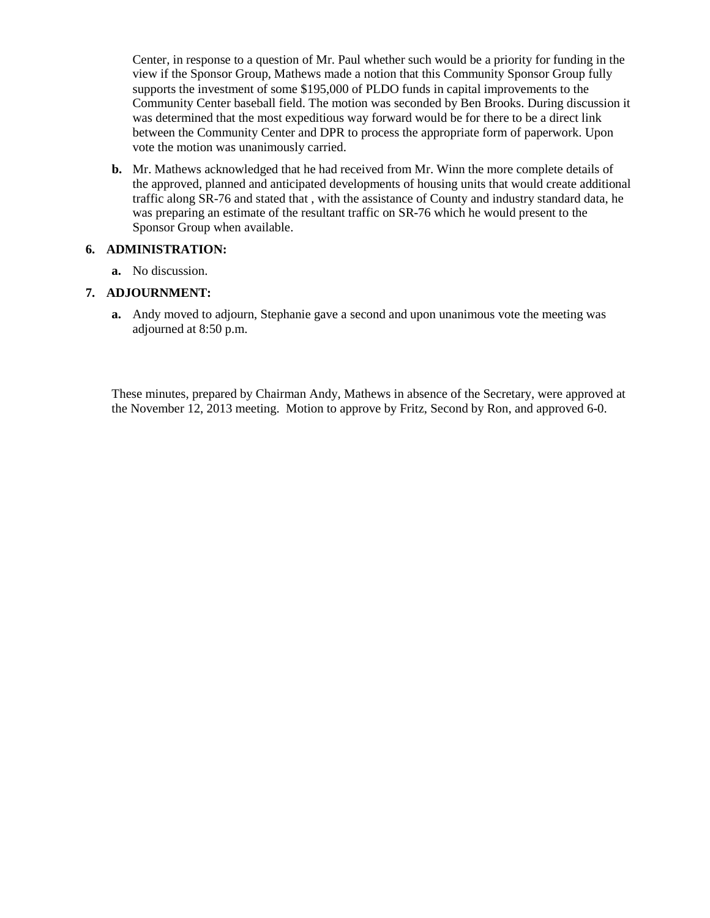Center, in response to a question of Mr. Paul whether such would be a priority for funding in the view if the Sponsor Group, Mathews made a notion that this Community Sponsor Group fully supports the investment of some $195,000 of PLDO funds in capital improvements to the Community Center baseball field. The motion was seconded by Ben Brooks. During discussion it was determined that the most expeditious way forward would be for there to be a direct link between the Community Center and DPR to process the appropriate form of paperwork. Upon vote the motion was unanimously carried.

**b.** Mr. Mathews acknowledged that he had received from Mr. Winn the more complete details of the approved, planned and anticipated developments of housing units that would create additional traffic along SR-76 and stated that , with the assistance of County and industry standard data, he was preparing an estimate of the resultant traffic on SR-76 which he would present to the Sponsor Group when available.

**6. ADMINISTRATION:**

**a.** No discussion.

**7. ADJOURNMENT:**

**a.** Andy moved to adjourn, Stephanie gave a second and upon unanimous vote the meeting was adjourned at 8:50 p.m.

These minutes, prepared by Chairman Andy, Mathews in absence of the Secretary, were approved at the November 12, 2013 meeting. Motion to approve by Fritz, Second by Ron, and approved 6-0.